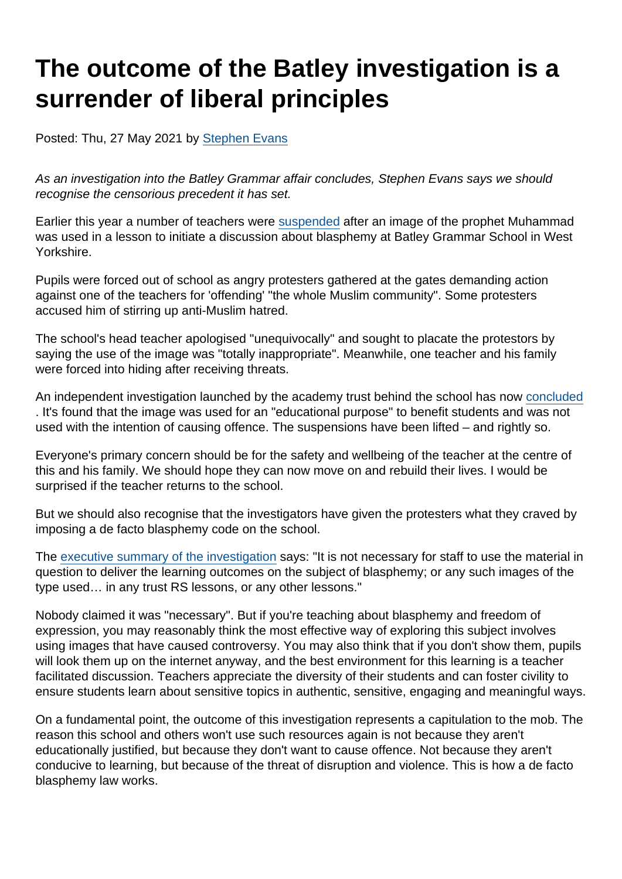# The outcome of the Batley investigation is a surrender of liberal principles

Posted: Thu, 27 May 2021 by Stephen Evans

*As an investigation into the Batley Grammar affair concludes, Stephen Evans says we should recognise the censorious precedent it has set.*

Earlier this year a number of teachers were suspended after an image of the prophet Muhammad was used in a lesson to initiate a discussion about blasphemy at Batley Grammar School in West Yorkshire.

Pupils were forced out of school as angry protesters gathered at the gates demanding action against one of the teachers for 'offending' "the whole Muslim community". Some protesters accused him of stirring up anti-Muslim hatred.

The school's head teacher apologised "unequivocally" and sought to placate the protestors by saying the use of the image was "totally inappropriate". Meanwhile, one teacher and his family were forced into hiding after receiving threats.

An independent investigation launched by the academy trust behind the school has now concluded . It's found that the image was used for an "educational purpose" to benefit students and was not used with the intention of causing offence. The suspensions have been lifted – and rightly so.

Everyone's primary concern should be for the safety and wellbeing of the teacher at the centre of this and his family. We should hope they can now move on and rebuild their lives. I would be surprised if the teacher returns to the school.

But we should also recognise that the investigators have given the protesters what they craved by imposing a de facto blasphemy code on the school.

The executive summary of the investigation says: "It is not necessary for staff to use the material in question to deliver the learning outcomes on the subject of blasphemy; or any such images of the type used… in any trust RS lessons, or any other lessons."

Nobody claimed it was "necessary". But if you're teaching about blasphemy and freedom of expression, you may reasonably think the most effective way of exploring this subject involves using images that have caused controversy. You may also think that if you don't show them, pupils will look them up on the internet anyway, and the best environment for this learning is a teacher facilitated discussion. Teachers appreciate the diversity of their students and can foster civility to ensure students learn about sensitive topics in authentic, sensitive, engaging and meaningful ways.

On a fundamental point, the outcome of this investigation represents a capitulation to the mob. The reason this school and others won't use such resources again is not because they aren't educationally justified, but because they don't want to cause offence. Not because they aren't conducive to learning, but because of the threat of disruption and violence. This is how a de facto blasphemy law works.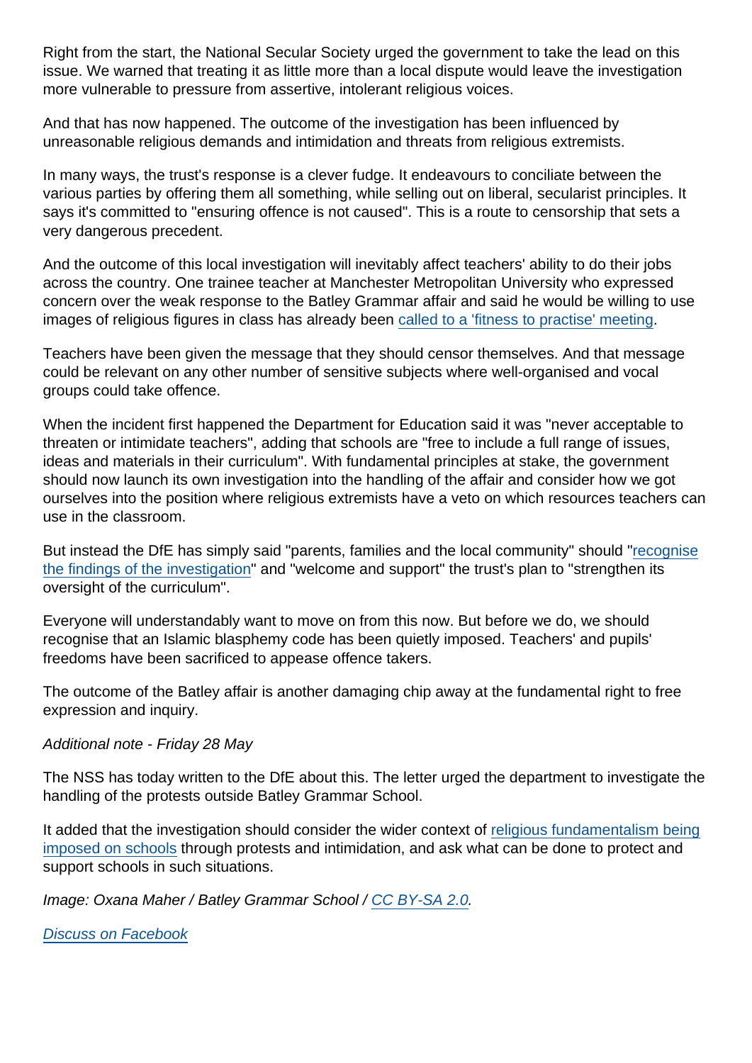Right from the start, the National Secular Society urged the government to take the lead on this issue. We warned that treating it as little more than a local dispute would leave the investigation more vulnerable to pressure from assertive, intolerant religious voices.

And that has now happened. The outcome of the investigation has been influenced by unreasonable religious demands and intimidation and threats from religious extremists.

In many ways, the trust's response is a clever fudge. It endeavours to conciliate between the various parties by offering them all something, while selling out on liberal, secularist principles. It says it's committed to "ensuring offence is not caused". This is a route to censorship that sets a very dangerous precedent.

And the outcome of this local investigation will inevitably affect teachers' ability to do their jobs across the country. One trainee teacher at Manchester Metropolitan University who expressed concern over the weak response to the Batley Grammar affair and said he would be willing to use images of religious figures in class has already been called to a 'fitness to practise' meeting.

Teachers have been given the message that they should censor themselves. And that message could be relevant on any other number of sensitive subjects where well-organised and vocal groups could take offence.

When the incident first happened the Department for Education said it was "never acceptable to threaten or intimidate teachers", adding that schools are "free to include a full range of issues, ideas and materials in their curriculum". With fundamental principles at stake, the government should now launch its own investigation into the handling of the affair and consider how we got ourselves into the position where religious extremists have a veto on which resources teachers can use in the classroom.

But instead the DfE has simply said "parents, families and the local community" should "recognise the findings of the investigation" and "welcome and support" the trust's plan to "strengthen its oversight of the curriculum".

Everyone will understandably want to move on from this now. But before we do, we should recognise that an Islamic blasphemy code has been quietly imposed. Teachers' and pupils' freedoms have been sacrificed to appease offence takers.

The outcome of the Batley affair is another damaging chip away at the fundamental right to free expression and inquiry.

*Additional note - Friday 28 May*

The NSS has today written to the DfE about this. The letter urged the department to investigate the handling of the protests outside Batley Grammar School.

It added that the investigation should consider the wider context of religious fundamentalism being imposed on schools through protests and intimidation, and ask what can be done to protect and support schools in such situations.

*Image: Oxana Maher / Batley Grammar School / CC BY-SA 2.0.*

*Discuss on Facebook*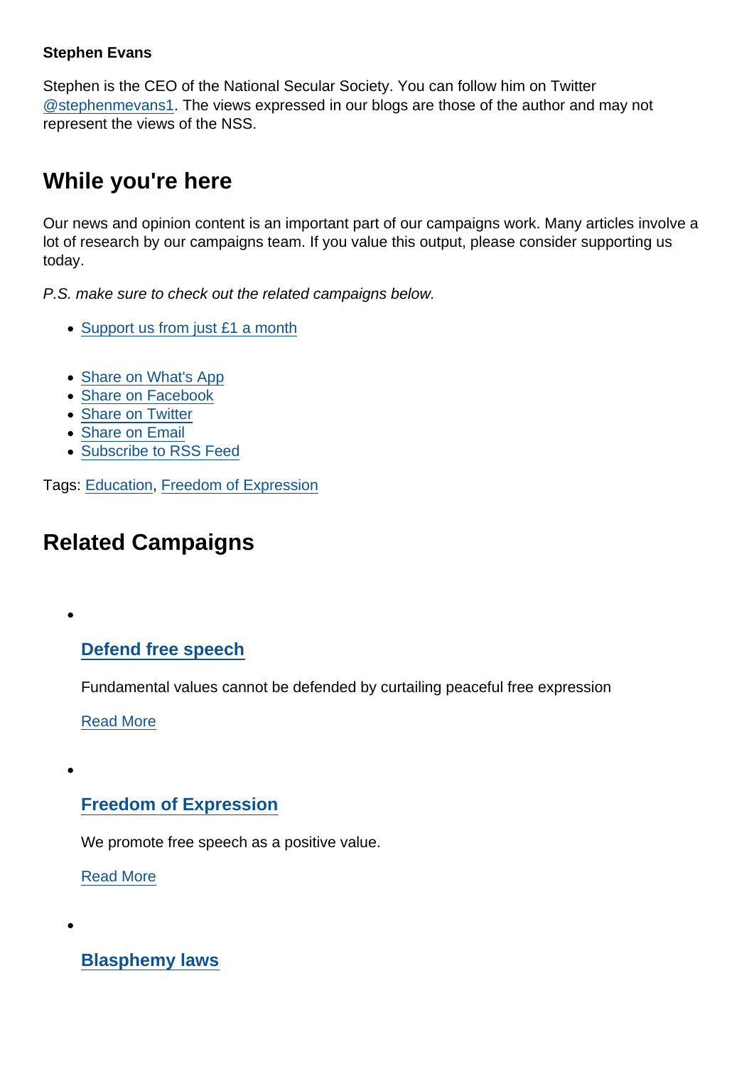**Stephen Evans**

Stephen is the CEO of the National Secular Society. You can follow him on Twitter @stephenmevans1. The views expressed in our blogs are those of the author and may not represent the views of the NSS.

## While you're here

Our news and opinion content is an important part of our campaigns work. Many articles involve a lot of research by our campaigns team. If you value this output, please consider supporting us today.

*P.S. make sure to check out the related campaigns below.*

- Support us from just £1 a month

- Share on What's App
- Share on Facebook
- Share on Twitter
- Share on Email
- Subscribe to RSS Feed

Tags: Education, Freedom of Expression

## Related Campaigns

- ### Defend free speech

  Fundamental values cannot be defended by curtailing peaceful free expression

  Read More

- ### Freedom of Expression

  We promote free speech as a positive value.

  Read More

- ### Blasphemy laws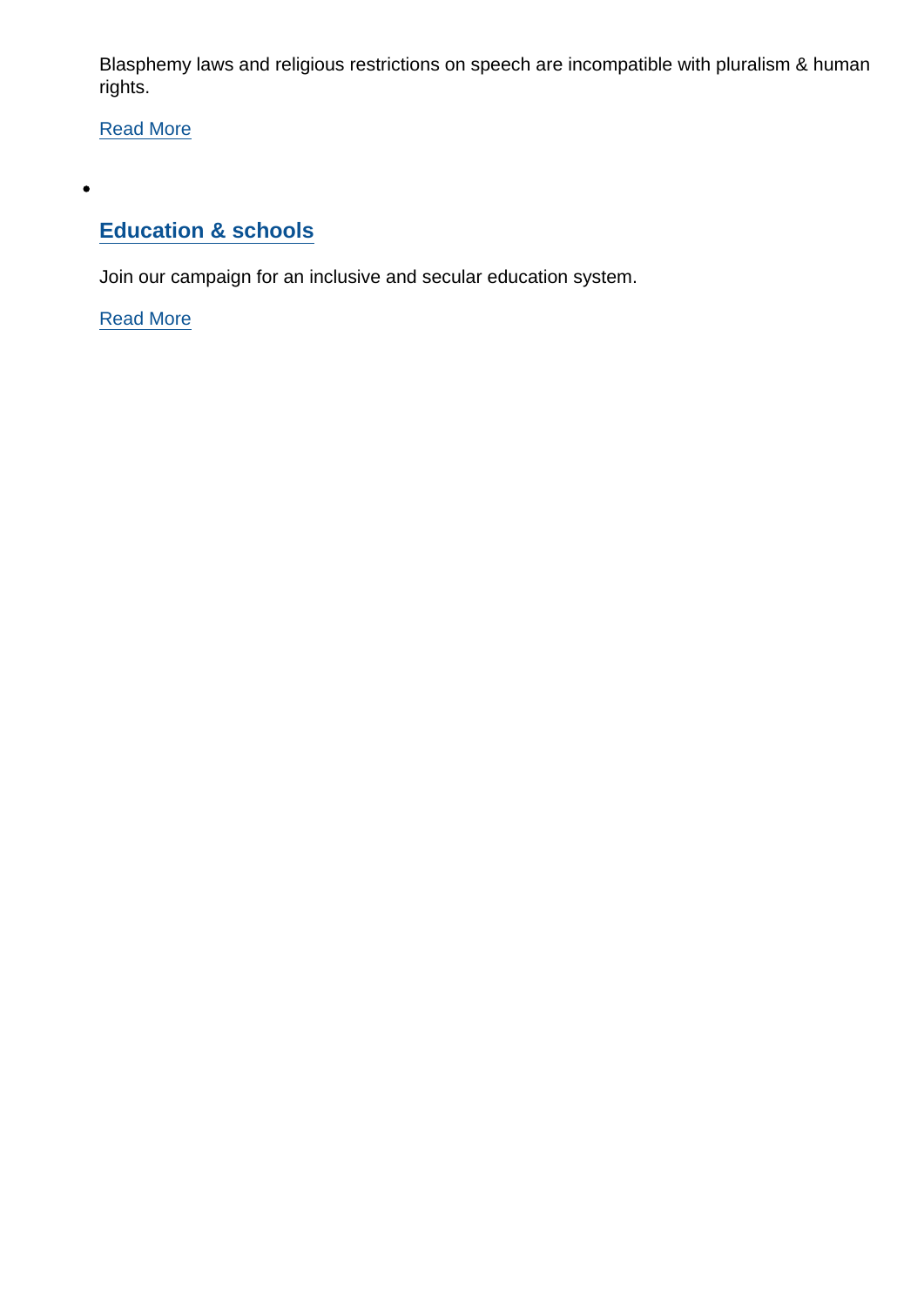Blasphemy laws and religious restrictions on speech are incompatible with pluralism & human rights.

Read More

- 

### Education & schools

Join our campaign for an inclusive and secular education system.

Read More